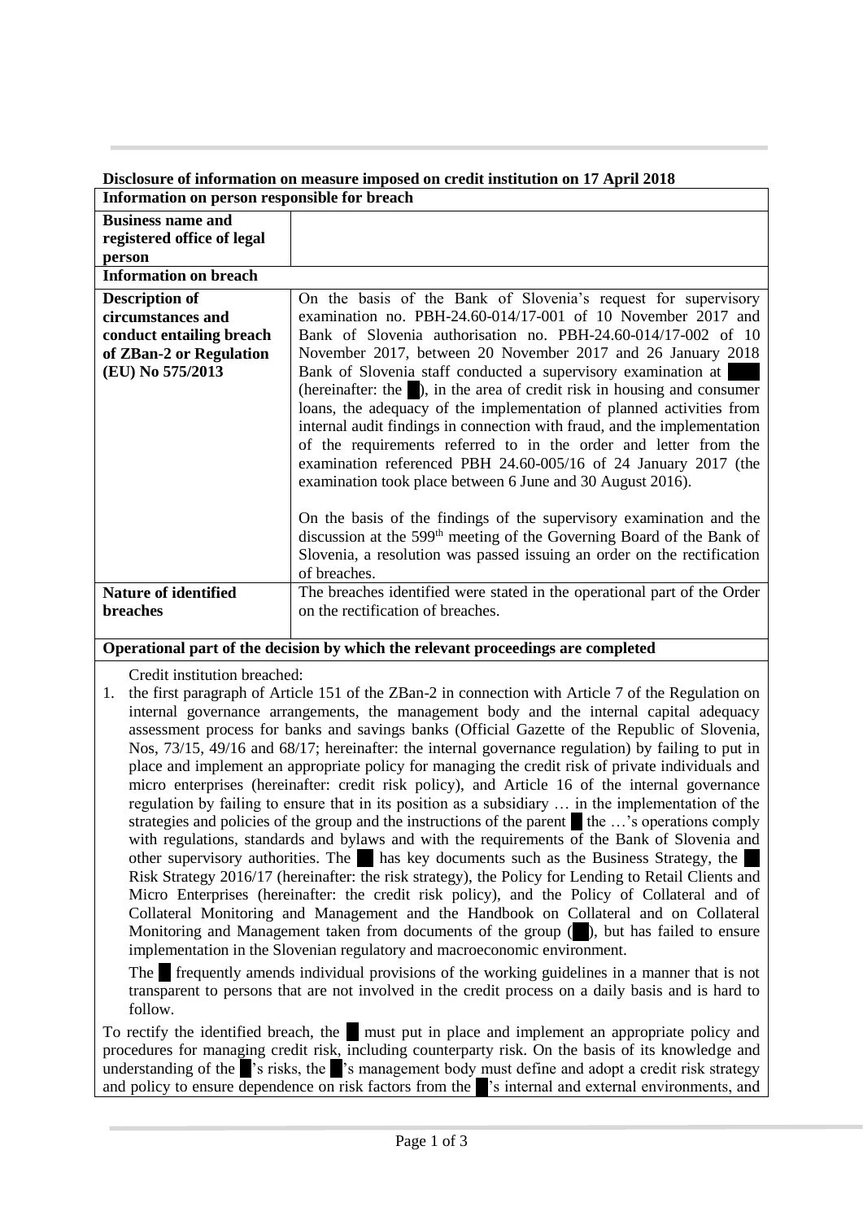**Disclosure of information on measure imposed on credit institution on 17 April 2018**

| Information on person responsible for breach | |
|---|---|
| **Business name and registered office of legal person** | |
| **Information on breach** | |
| **Description of circumstances and conduct entailing breach of ZBan-2 or Regulation (EU) No 575/2013** | On the basis of the Bank of Slovenia's request for supervisory examination no. PBH-24.60-014/17-001 of 10 November 2017 and Bank of Slovenia authorisation no. PBH-24.60-014/17-002 of 10 November 2017, between 20 November 2017 and 26 January 2018 Bank of Slovenia staff conducted a supervisory examination at (hereinafter: the ), in the area of credit risk in housing and consumer loans, the adequacy of the implementation of planned activities from internal audit findings in connection with fraud, and the implementation of the requirements referred to in the order and letter from the examination referenced PBH 24.60-005/16 of 24 January 2017 (the examination took place between 6 June and 30 August 2016).<br><br>On the basis of the findings of the supervisory examination and the discussion at the 599th meeting of the Governing Board of the Bank of Slovenia, a resolution was passed issuing an order on the rectification of breaches. |
| **Nature of identified breaches** | The breaches identified were stated in the operational part of the Order on the rectification of breaches. |

**Operational part of the decision by which the relevant proceedings are completed**

Credit institution breached:

1. the first paragraph of Article 151 of the ZBan-2 in connection with Article 7 of the Regulation on internal governance arrangements, the management body and the internal capital adequacy assessment process for banks and savings banks (Official Gazette of the Republic of Slovenia, Nos, 73/15, 49/16 and 68/17; hereinafter: the internal governance regulation) by failing to put in place and implement an appropriate policy for managing the credit risk of private individuals and micro enterprises (hereinafter: credit risk policy), and Article 16 of the internal governance regulation by failing to ensure that in its position as a subsidiary … in the implementation of the strategies and policies of the group and the instructions of the parent the …'s operations comply with regulations, standards and bylaws and with the requirements of the Bank of Slovenia and other supervisory authorities. The has key documents such as the Business Strategy, the Risk Strategy 2016/17 (hereinafter: the risk strategy), the Policy for Lending to Retail Clients and Micro Enterprises (hereinafter: the credit risk policy), and the Policy of Collateral and of Collateral Monitoring and Management and the Handbook on Collateral and on Collateral Monitoring and Management taken from documents of the group ( ), but has failed to ensure implementation in the Slovenian regulatory and macroeconomic environment.

   The frequently amends individual provisions of the working guidelines in a manner that is not transparent to persons that are not involved in the credit process on a daily basis and is hard to follow.

To rectify the identified breach, the must put in place and implement an appropriate policy and procedures for managing credit risk, including counterparty risk. On the basis of its knowledge and understanding of the 's risks, the 's management body must define and adopt a credit risk strategy and policy to ensure dependence on risk factors from the 's internal and external environments, and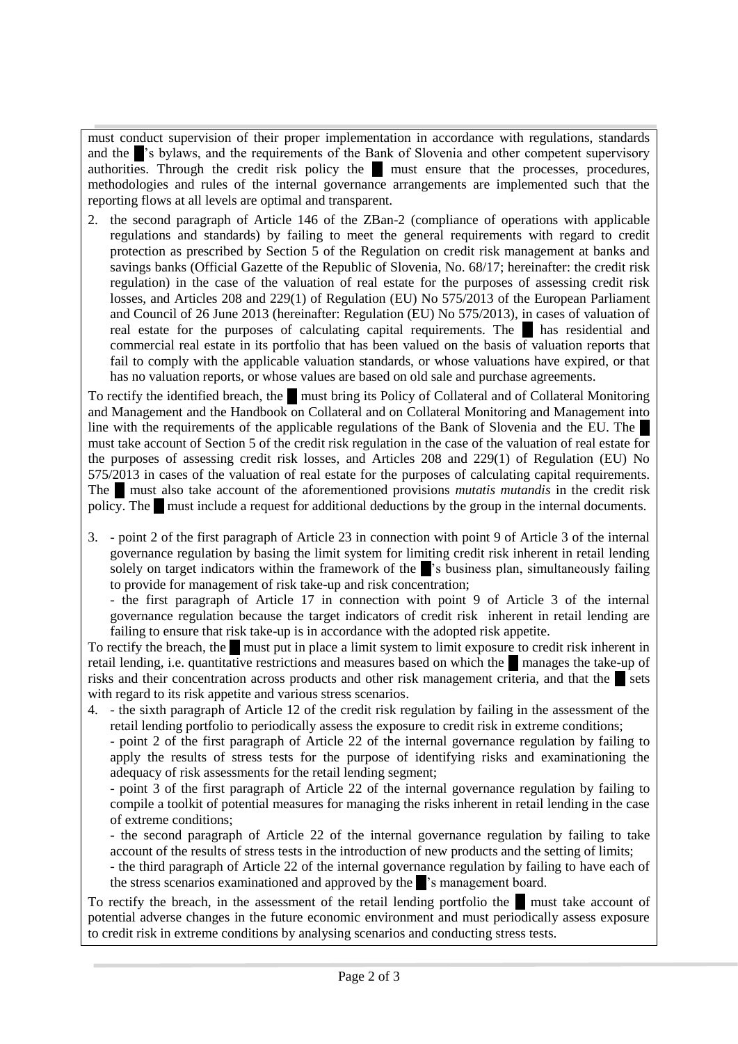must conduct supervision of their proper implementation in accordance with regulations, standards and the █'s bylaws, and the requirements of the Bank of Slovenia and other competent supervisory authorities. Through the credit risk policy the █ must ensure that the processes, procedures, methodologies and rules of the internal governance arrangements are implemented such that the reporting flows at all levels are optimal and transparent.

2. the second paragraph of Article 146 of the ZBan-2 (compliance of operations with applicable regulations and standards) by failing to meet the general requirements with regard to credit protection as prescribed by Section 5 of the Regulation on credit risk management at banks and savings banks (Official Gazette of the Republic of Slovenia, No. 68/17; hereinafter: the credit risk regulation) in the case of the valuation of real estate for the purposes of assessing credit risk losses, and Articles 208 and 229(1) of Regulation (EU) No 575/2013 of the European Parliament and Council of 26 June 2013 (hereinafter: Regulation (EU) No 575/2013), in cases of valuation of real estate for the purposes of calculating capital requirements. The █ has residential and commercial real estate in its portfolio that has been valued on the basis of valuation reports that fail to comply with the applicable valuation standards, or whose valuations have expired, or that has no valuation reports, or whose values are based on old sale and purchase agreements.

To rectify the identified breach, the █ must bring its Policy of Collateral and of Collateral Monitoring and Management and the Handbook on Collateral and on Collateral Monitoring and Management into line with the requirements of the applicable regulations of the Bank of Slovenia and the EU. The █ must take account of Section 5 of the credit risk regulation in the case of the valuation of real estate for the purposes of assessing credit risk losses, and Articles 208 and 229(1) of Regulation (EU) No 575/2013 in cases of the valuation of real estate for the purposes of calculating capital requirements. The █ must also take account of the aforementioned provisions *mutatis mutandis* in the credit risk policy. The █ must include a request for additional deductions by the group in the internal documents.

3. - point 2 of the first paragraph of Article 23 in connection with point 9 of Article 3 of the internal governance regulation by basing the limit system for limiting credit risk inherent in retail lending solely on target indicators within the framework of the █'s business plan, simultaneously failing to provide for management of risk take-up and risk concentration;

   - the first paragraph of Article 17 in connection with point 9 of Article 3 of the internal governance regulation because the target indicators of credit risk inherent in retail lending are failing to ensure that risk take-up is in accordance with the adopted risk appetite.

To rectify the breach, the █ must put in place a limit system to limit exposure to credit risk inherent in retail lending, i.e. quantitative restrictions and measures based on which the █ manages the take-up of risks and their concentration across products and other risk management criteria, and that the █ sets with regard to its risk appetite and various stress scenarios.

4. - the sixth paragraph of Article 12 of the credit risk regulation by failing in the assessment of the retail lending portfolio to periodically assess the exposure to credit risk in extreme conditions;

   - point 2 of the first paragraph of Article 22 of the internal governance regulation by failing to apply the results of stress tests for the purpose of identifying risks and examinationing the adequacy of risk assessments for the retail lending segment;

   - point 3 of the first paragraph of Article 22 of the internal governance regulation by failing to compile a toolkit of potential measures for managing the risks inherent in retail lending in the case of extreme conditions;

   - the second paragraph of Article 22 of the internal governance regulation by failing to take account of the results of stress tests in the introduction of new products and the setting of limits;

   - the third paragraph of Article 22 of the internal governance regulation by failing to have each of the stress scenarios examinationed and approved by the █'s management board.

To rectify the breach, in the assessment of the retail lending portfolio the █ must take account of potential adverse changes in the future economic environment and must periodically assess exposure to credit risk in extreme conditions by analysing scenarios and conducting stress tests.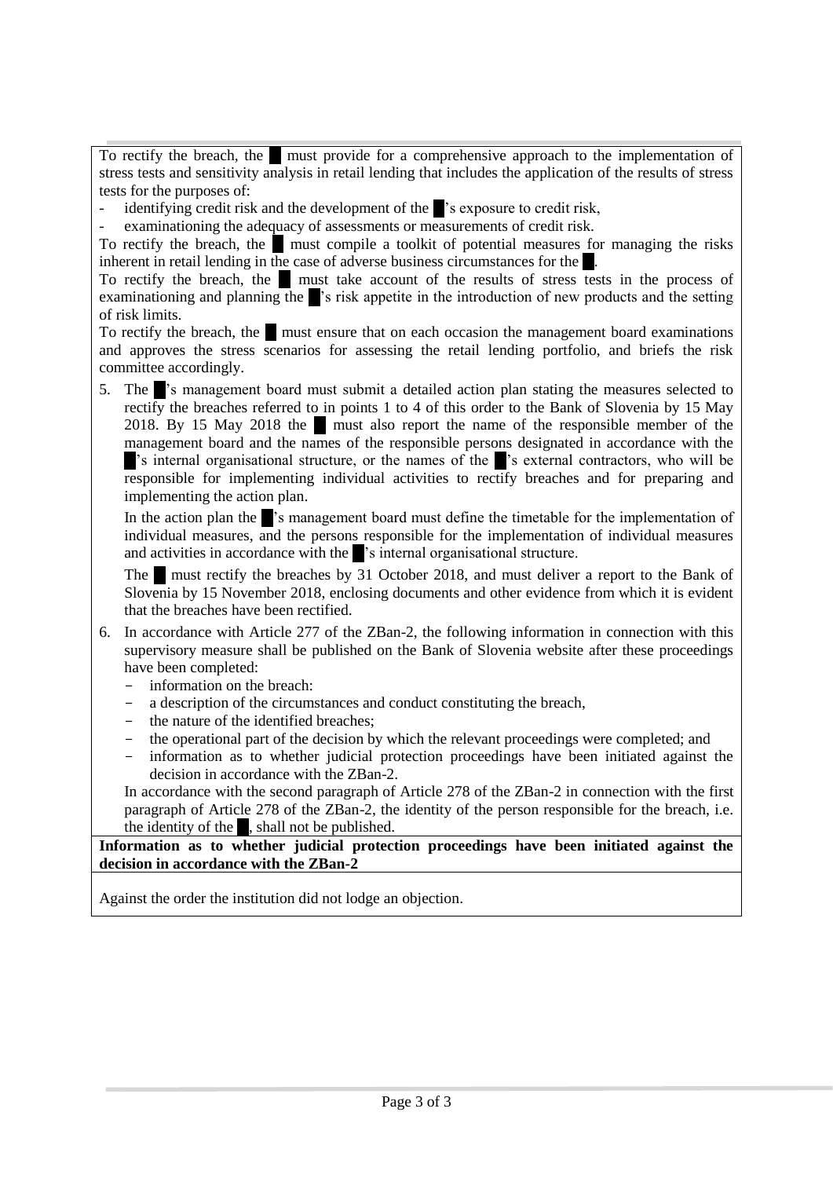To rectify the breach, the █ must provide for a comprehensive approach to the implementation of stress tests and sensitivity analysis in retail lending that includes the application of the results of stress tests for the purposes of:

- identifying credit risk and the development of the █'s exposure to credit risk,
- examinationing the adequacy of assessments or measurements of credit risk.

To rectify the breach, the █ must compile a toolkit of potential measures for managing the risks inherent in retail lending in the case of adverse business circumstances for the █.

To rectify the breach, the █ must take account of the results of stress tests in the process of examinationing and planning the █'s risk appetite in the introduction of new products and the setting of risk limits.

To rectify the breach, the █ must ensure that on each occasion the management board examinations and approves the stress scenarios for assessing the retail lending portfolio, and briefs the risk committee accordingly.

5. The █'s management board must submit a detailed action plan stating the measures selected to rectify the breaches referred to in points 1 to 4 of this order to the Bank of Slovenia by 15 May 2018. By 15 May 2018 the █ must also report the name of the responsible member of the management board and the names of the responsible persons designated in accordance with the █'s internal organisational structure, or the names of the █'s external contractors, who will be responsible for implementing individual activities to rectify breaches and for preparing and implementing the action plan.

   In the action plan the █'s management board must define the timetable for the implementation of individual measures, and the persons responsible for the implementation of individual measures and activities in accordance with the █'s internal organisational structure.

   The █ must rectify the breaches by 31 October 2018, and must deliver a report to the Bank of Slovenia by 15 November 2018, enclosing documents and other evidence from which it is evident that the breaches have been rectified.

6. In accordance with Article 277 of the ZBan-2, the following information in connection with this supervisory measure shall be published on the Bank of Slovenia website after these proceedings have been completed:
   - information on the breach:
   - a description of the circumstances and conduct constituting the breach,
   - the nature of the identified breaches;
   - the operational part of the decision by which the relevant proceedings were completed; and
   - information as to whether judicial protection proceedings have been initiated against the decision in accordance with the ZBan-2.

   In accordance with the second paragraph of Article 278 of the ZBan-2 in connection with the first paragraph of Article 278 of the ZBan-2, the identity of the person responsible for the breach, i.e. the identity of the █, shall not be published.

**Information as to whether judicial protection proceedings have been initiated against the decision in accordance with the ZBan-2**

Against the order the institution did not lodge an objection.